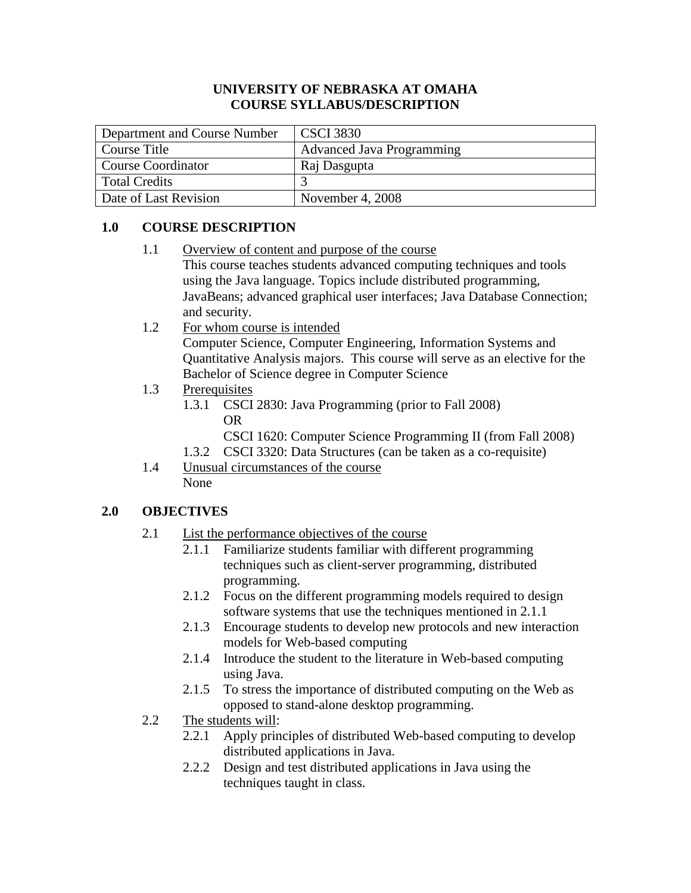# UNIVERSITY OF NEBRASKA AT OMAHA
# COURSE SYLLABUS/DESCRIPTION

| Department and Course Number | CSCI 3830 |
|---|---|
| Course Title | Advanced Java Programming |
| Course Coordinator | Raj Dasgupta |
| Total Credits | 3 |
| Date of Last Revision | November 4, 2008 |

## 1.0 COURSE DESCRIPTION

1.1 Overview of content and purpose of the course

This course teaches students advanced computing techniques and tools using the Java language. Topics include distributed programming, JavaBeans; advanced graphical user interfaces; Java Database Connection; and security.

1.2 For whom course is intended

Computer Science, Computer Engineering, Information Systems and Quantitative Analysis majors. This course will serve as an elective for the Bachelor of Science degree in Computer Science

1.3 Prerequisites

- 1.3.1 CSCI 2830: Java Programming (prior to Fall 2008)
  OR
  CSCI 1620: Computer Science Programming II (from Fall 2008)
- 1.3.2 CSCI 3320: Data Structures (can be taken as a co-requisite)

1.4 Unusual circumstances of the course

None

## 2.0 OBJECTIVES

2.1 List the performance objectives of the course

- 2.1.1 Familiarize students familiar with different programming techniques such as client-server programming, distributed programming.
- 2.1.2 Focus on the different programming models required to design software systems that use the techniques mentioned in 2.1.1
- 2.1.3 Encourage students to develop new protocols and new interaction models for Web-based computing
- 2.1.4 Introduce the student to the literature in Web-based computing using Java.
- 2.1.5 To stress the importance of distributed computing on the Web as opposed to stand-alone desktop programming.

2.2 The students will:

- 2.2.1 Apply principles of distributed Web-based computing to develop distributed applications in Java.
- 2.2.2 Design and test distributed applications in Java using the techniques taught in class.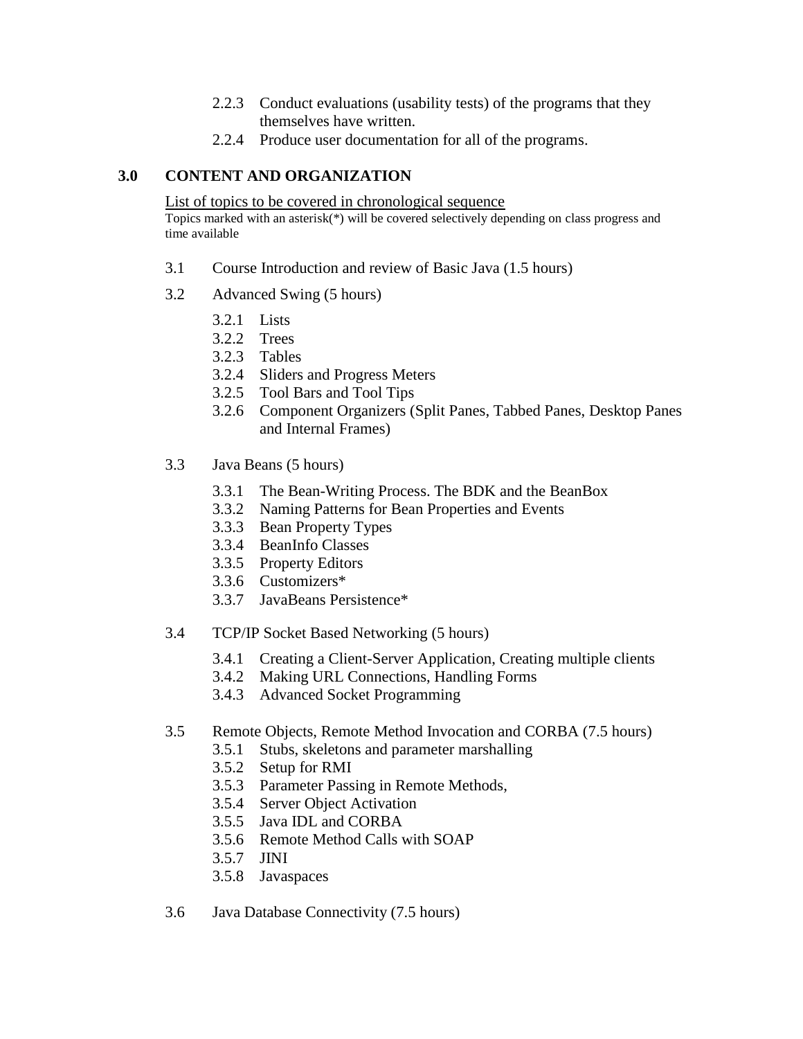- 2.2.3 Conduct evaluations (usability tests) of the programs that they themselves have written.
- 2.2.4 Produce user documentation for all of the programs.

## 3.0 CONTENT AND ORGANIZATION

<u>List of topics to be covered in chronological sequence</u>

Topics marked with an asterisk(*) will be covered selectively depending on class progress and time available

3.1 Course Introduction and review of Basic Java (1.5 hours)

3.2 Advanced Swing (5 hours)

- 3.2.1 Lists
- 3.2.2 Trees
- 3.2.3 Tables
- 3.2.4 Sliders and Progress Meters
- 3.2.5 Tool Bars and Tool Tips
- 3.2.6 Component Organizers (Split Panes, Tabbed Panes, Desktop Panes and Internal Frames)

3.3 Java Beans (5 hours)

- 3.3.1 The Bean-Writing Process. The BDK and the BeanBox
- 3.3.2 Naming Patterns for Bean Properties and Events
- 3.3.3 Bean Property Types
- 3.3.4 BeanInfo Classes
- 3.3.5 Property Editors
- 3.3.6 Customizers*
- 3.3.7 JavaBeans Persistence*

3.4 TCP/IP Socket Based Networking (5 hours)

- 3.4.1 Creating a Client-Server Application, Creating multiple clients
- 3.4.2 Making URL Connections, Handling Forms
- 3.4.3 Advanced Socket Programming

3.5 Remote Objects, Remote Method Invocation and CORBA (7.5 hours)

- 3.5.1 Stubs, skeletons and parameter marshalling
- 3.5.2 Setup for RMI
- 3.5.3 Parameter Passing in Remote Methods,
- 3.5.4 Server Object Activation
- 3.5.5 Java IDL and CORBA
- 3.5.6 Remote Method Calls with SOAP
- 3.5.7 JINI
- 3.5.8 Javaspaces

3.6 Java Database Connectivity (7.5 hours)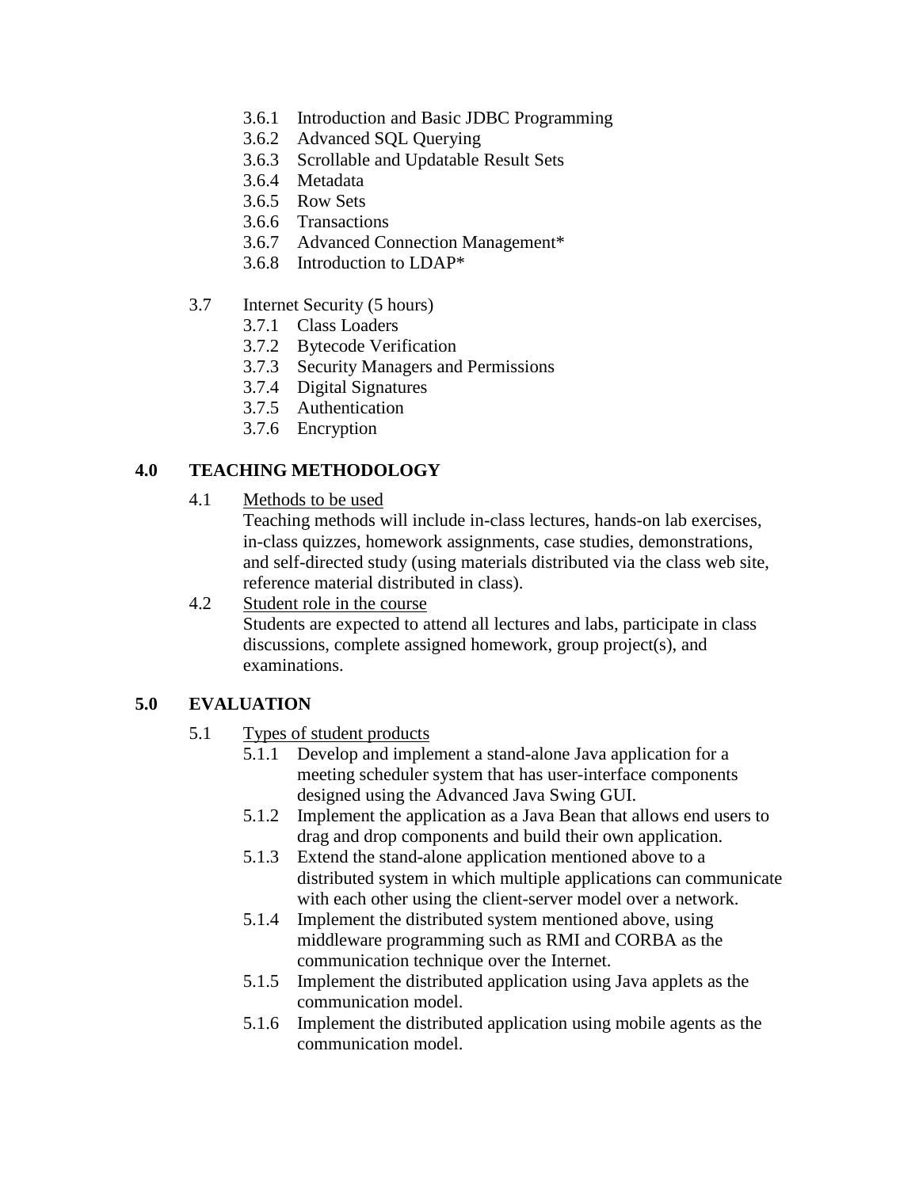- 3.6.1 Introduction and Basic JDBC Programming
- 3.6.2 Advanced SQL Querying
- 3.6.3 Scrollable and Updatable Result Sets
- 3.6.4 Metadata
- 3.6.5 Row Sets
- 3.6.6 Transactions
- 3.6.7 Advanced Connection Management*
- 3.6.8 Introduction to LDAP*

3.7 Internet Security (5 hours)

- 3.7.1 Class Loaders
- 3.7.2 Bytecode Verification
- 3.7.3 Security Managers and Permissions
- 3.7.4 Digital Signatures
- 3.7.5 Authentication
- 3.7.6 Encryption

## 4.0 TEACHING METHODOLOGY

4.1 Methods to be used

Teaching methods will include in-class lectures, hands-on lab exercises, in-class quizzes, homework assignments, case studies, demonstrations, and self-directed study (using materials distributed via the class web site, reference material distributed in class).

4.2 Student role in the course

Students are expected to attend all lectures and labs, participate in class discussions, complete assigned homework, group project(s), and examinations.

## 5.0 EVALUATION

5.1 Types of student products

- 5.1.1 Develop and implement a stand-alone Java application for a meeting scheduler system that has user-interface components designed using the Advanced Java Swing GUI.
- 5.1.2 Implement the application as a Java Bean that allows end users to drag and drop components and build their own application.
- 5.1.3 Extend the stand-alone application mentioned above to a distributed system in which multiple applications can communicate with each other using the client-server model over a network.
- 5.1.4 Implement the distributed system mentioned above, using middleware programming such as RMI and CORBA as the communication technique over the Internet.
- 5.1.5 Implement the distributed application using Java applets as the communication model.
- 5.1.6 Implement the distributed application using mobile agents as the communication model.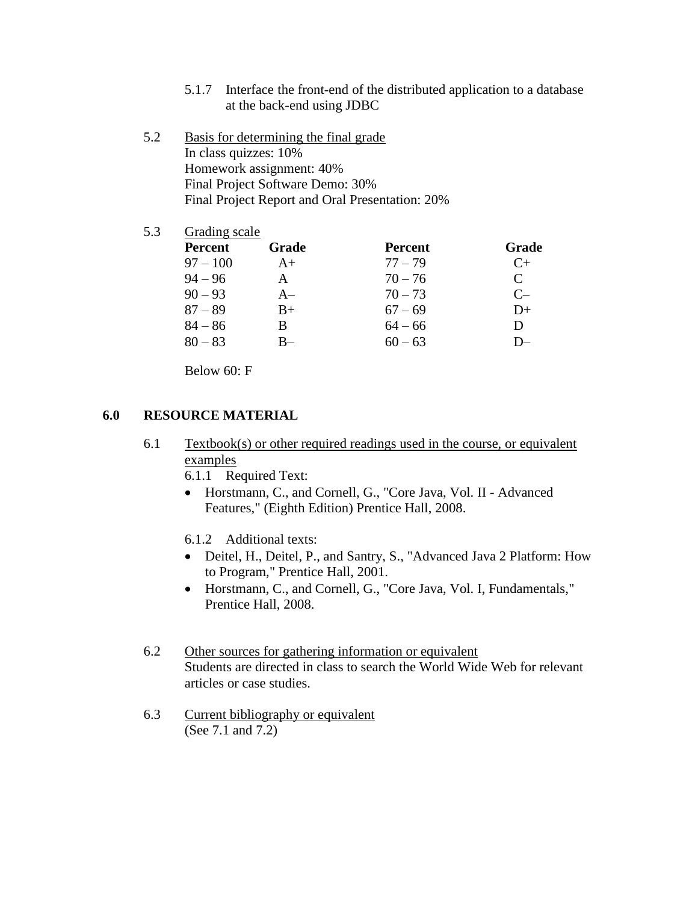5.1.7 Interface the front-end of the distributed application to a database at the back-end using JDBC

5.2 Basis for determining the final grade

In class quizzes: 10%
Homework assignment: 40%
Final Project Software Demo: 30%
Final Project Report and Oral Presentation: 20%

5.3 Grading scale

| Percent | Grade | Percent | Grade |
|---|---|---|---|
| 97 – 100 | A+ | 77 – 79 | C+ |
| 94 – 96 | A | 70 – 76 | C |
| 90 – 93 | A– | 70 – 73 | C– |
| 87 – 89 | B+ | 67 – 69 | D+ |
| 84 – 86 | B | 64 – 66 | D |
| 80 – 83 | B– | 60 – 63 | D– |

Below 60: F

## 6.0 RESOURCE MATERIAL

6.1 Textbook(s) or other required readings used in the course, or equivalent examples

6.1.1 Required Text:

- Horstmann, C., and Cornell, G., "Core Java, Vol. II - Advanced Features," (Eighth Edition) Prentice Hall, 2008.

6.1.2 Additional texts:

- Deitel, H., Deitel, P., and Santry, S., "Advanced Java 2 Platform: How to Program," Prentice Hall, 2001.
- Horstmann, C., and Cornell, G., "Core Java, Vol. I, Fundamentals," Prentice Hall, 2008.

6.2 Other sources for gathering information or equivalent

Students are directed in class to search the World Wide Web for relevant articles or case studies.

6.3 Current bibliography or equivalent

(See 7.1 and 7.2)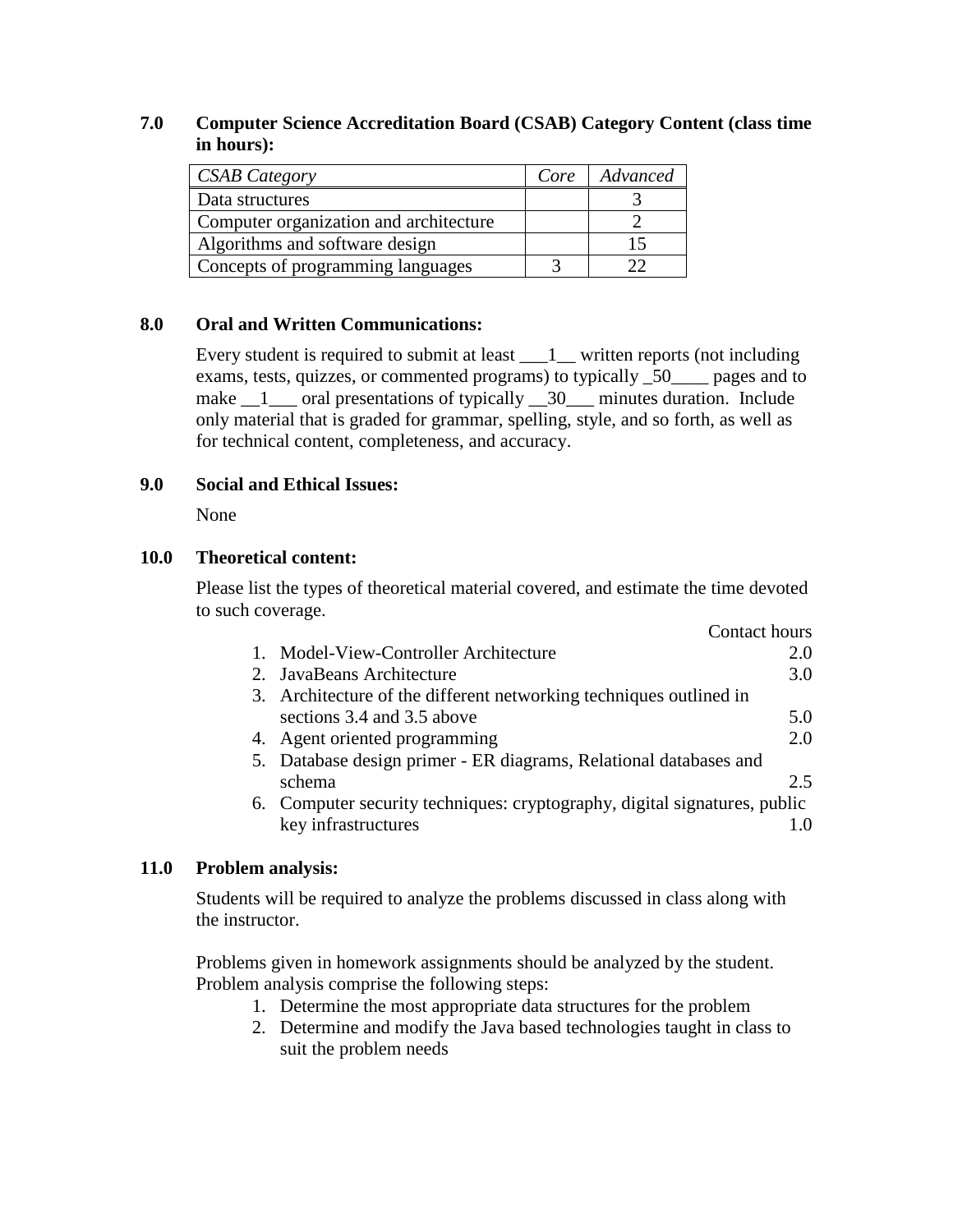## 7.0 Computer Science Accreditation Board (CSAB) Category Content (class time in hours):

| *CSAB Category* | *Core* | *Advanced* |
|---|---|---|
| Data structures | | 3 |
| Computer organization and architecture | | 2 |
| Algorithms and software design | | 15 |
| Concepts of programming languages | 3 | 22 |

## 8.0 Oral and Written Communications:

Every student is required to submit at least ___1__ written reports (not including exams, tests, quizzes, or commented programs) to typically _50____ pages and to make __1___ oral presentations of typically __30___ minutes duration. Include only material that is graded for grammar, spelling, style, and so forth, as well as for technical content, completeness, and accuracy.

## 9.0 Social and Ethical Issues:

None

## 10.0 Theoretical content:

Please list the types of theoretical material covered, and estimate the time devoted to such coverage.

| | Contact hours |
|---|---|
| 1. Model-View-Controller Architecture | 2.0 |
| 2. JavaBeans Architecture | 3.0 |
| 3. Architecture of the different networking techniques outlined in sections 3.4 and 3.5 above | 5.0 |
| 4. Agent oriented programming | 2.0 |
| 5. Database design primer - ER diagrams, Relational databases and schema | 2.5 |
| 6. Computer security techniques: cryptography, digital signatures, public key infrastructures | 1.0 |

## 11.0 Problem analysis:

Students will be required to analyze the problems discussed in class along with the instructor.

Problems given in homework assignments should be analyzed by the student. Problem analysis comprise the following steps:

1. Determine the most appropriate data structures for the problem
2. Determine and modify the Java based technologies taught in class to suit the problem needs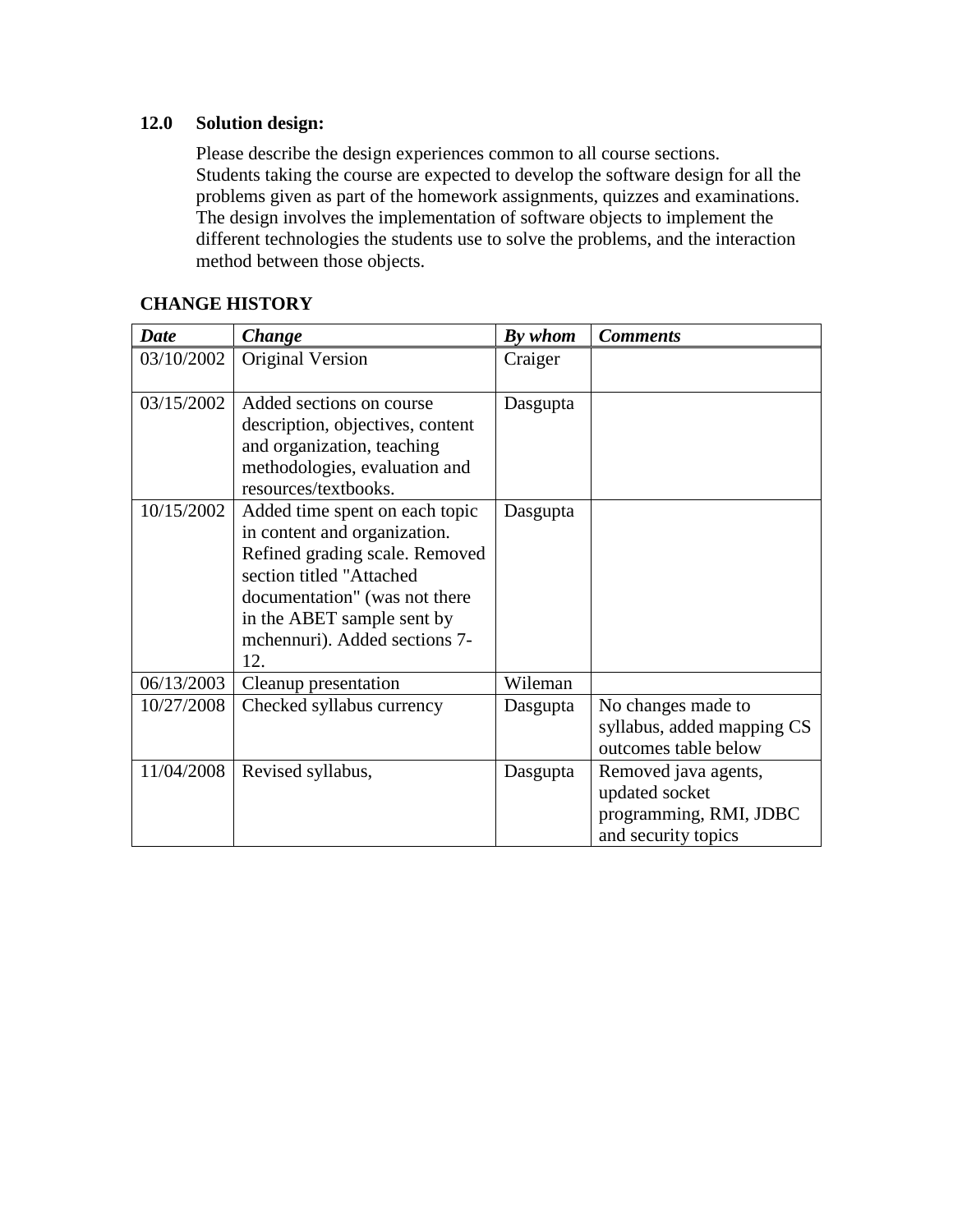**12.0 Solution design:**

Please describe the design experiences common to all course sections.
Students taking the course are expected to develop the software design for all the problems given as part of the homework assignments, quizzes and examinations. The design involves the implementation of software objects to implement the different technologies the students use to solve the problems, and the interaction method between those objects.

**CHANGE HISTORY**

| ***Date*** | ***Change*** | ***By whom*** | ***Comments*** |
|---|---|---|---|
| 03/10/2002 | Original Version | Craiger | |
| 03/15/2002 | Added sections on course description, objectives, content and organization, teaching methodologies, evaluation and resources/textbooks. | Dasgupta | |
| 10/15/2002 | Added time spent on each topic in content and organization. Refined grading scale. Removed section titled "Attached documentation" (was not there in the ABET sample sent by mchennuri). Added sections 7-12. | Dasgupta | |
| 06/13/2003 | Cleanup presentation | Wileman | |
| 10/27/2008 | Checked syllabus currency | Dasgupta | No changes made to syllabus, added mapping CS outcomes table below |
| 11/04/2008 | Revised syllabus, | Dasgupta | Removed java agents, updated socket programming, RMI, JDBC and security topics |